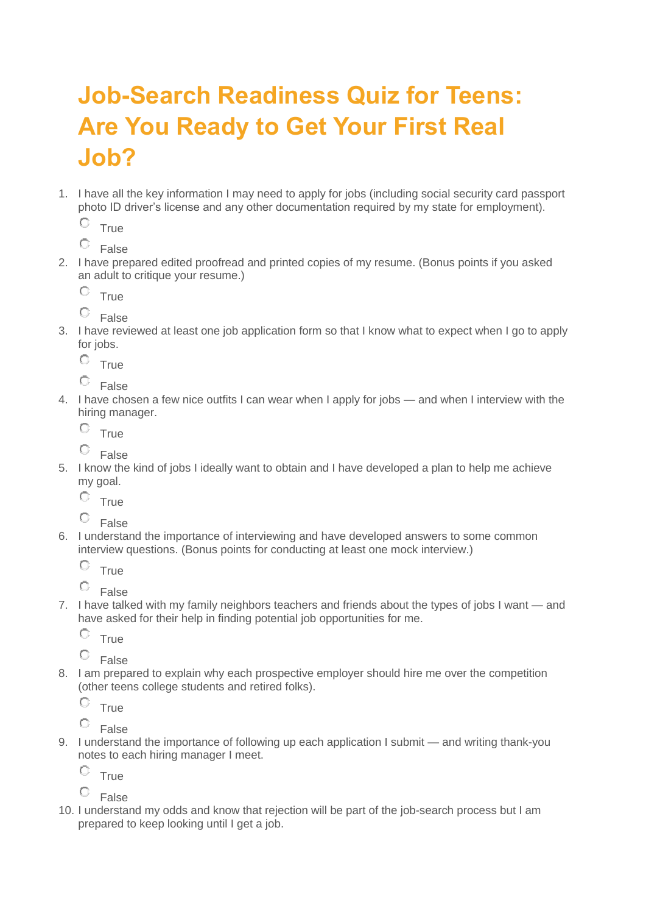# Job-Search Readiness Quiz for Teens: Are You Ready to Get Your First Real Job?

1. I have all the key information I may need to apply for jobs (including social security card passport photo ID driver's license and any other documentation required by my state for employment).
   - True
   - False
2. I have prepared edited proofread and printed copies of my resume. (Bonus points if you asked an adult to critique your resume.)
   - True
   - False
3. I have reviewed at least one job application form so that I know what to expect when I go to apply for jobs.
   - True
   - False
4. I have chosen a few nice outfits I can wear when I apply for jobs — and when I interview with the hiring manager.
   - True
   - False
5. I know the kind of jobs I ideally want to obtain and I have developed a plan to help me achieve my goal.
   - True
   - False
6. I understand the importance of interviewing and have developed answers to some common interview questions. (Bonus points for conducting at least one mock interview.)
   - True
   - False
7. I have talked with my family neighbors teachers and friends about the types of jobs I want — and have asked for their help in finding potential job opportunities for me.
   - True
   - False
8. I am prepared to explain why each prospective employer should hire me over the competition (other teens college students and retired folks).
   - True
   - False
9. I understand the importance of following up each application I submit — and writing thank-you notes to each hiring manager I meet.
   - True
   - False
10. I understand my odds and know that rejection will be part of the job-search process but I am prepared to keep looking until I get a job.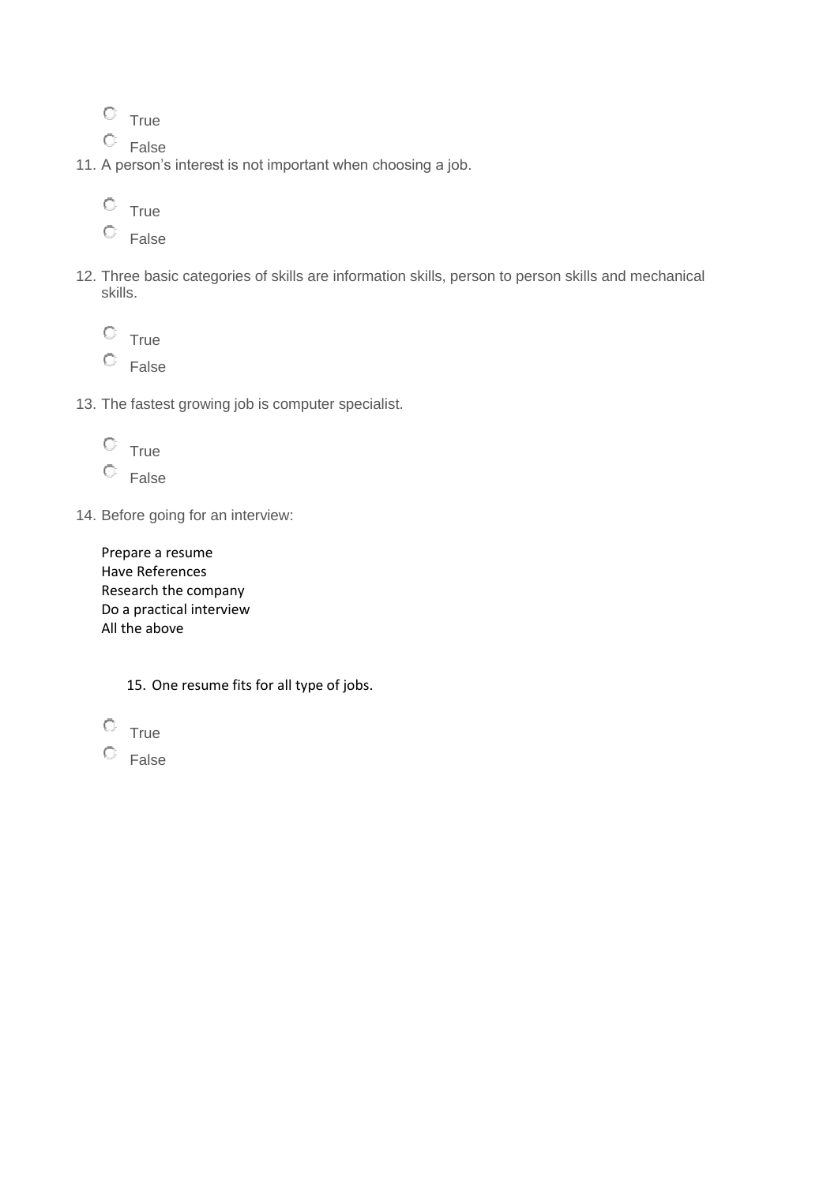- True
- False

11. A person's interest is not important when choosing a job.

- True
- False

12. Three basic categories of skills are information skills, person to person skills and mechanical skills.

- True
- False

13. The fastest growing job is computer specialist.

- True
- False

14. Before going for an interview:

Prepare a resume
Have References
Research the company
Do a practical interview
All the above

15. One resume fits for all type of jobs.

- True
- False